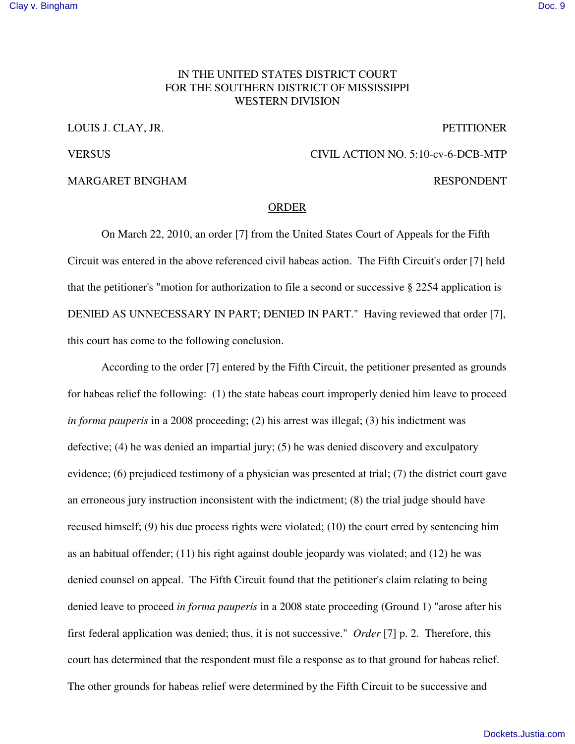IN THE UNITED STATES DISTRICT COURT
FOR THE SOUTHERN DISTRICT OF MISSISSIPPI
WESTERN DIVISION

LOUIS J. CLAY, JR. PETITIONER

VERSUS CIVIL ACTION NO. 5:10-cv-6-DCB-MTP

MARGARET BINGHAM RESPONDENT

## ORDER

On March 22, 2010, an order [7] from the United States Court of Appeals for the Fifth Circuit was entered in the above referenced civil habeas action. The Fifth Circuit's order [7] held that the petitioner's "motion for authorization to file a second or successive § 2254 application is DENIED AS UNNECESSARY IN PART; DENIED IN PART." Having reviewed that order [7], this court has come to the following conclusion.

According to the order [7] entered by the Fifth Circuit, the petitioner presented as grounds for habeas relief the following: (1) the state habeas court improperly denied him leave to proceed *in forma pauperis* in a 2008 proceeding; (2) his arrest was illegal; (3) his indictment was defective; (4) he was denied an impartial jury; (5) he was denied discovery and exculpatory evidence; (6) prejudiced testimony of a physician was presented at trial; (7) the district court gave an erroneous jury instruction inconsistent with the indictment; (8) the trial judge should have recused himself; (9) his due process rights were violated; (10) the court erred by sentencing him as an habitual offender; (11) his right against double jeopardy was violated; and (12) he was denied counsel on appeal. The Fifth Circuit found that the petitioner's claim relating to being denied leave to proceed *in forma pauperis* in a 2008 state proceeding (Ground 1) "arose after his first federal application was denied; thus, it is not successive." *Order* [7] p. 2. Therefore, this court has determined that the respondent must file a response as to that ground for habeas relief. The other grounds for habeas relief were determined by the Fifth Circuit to be successive and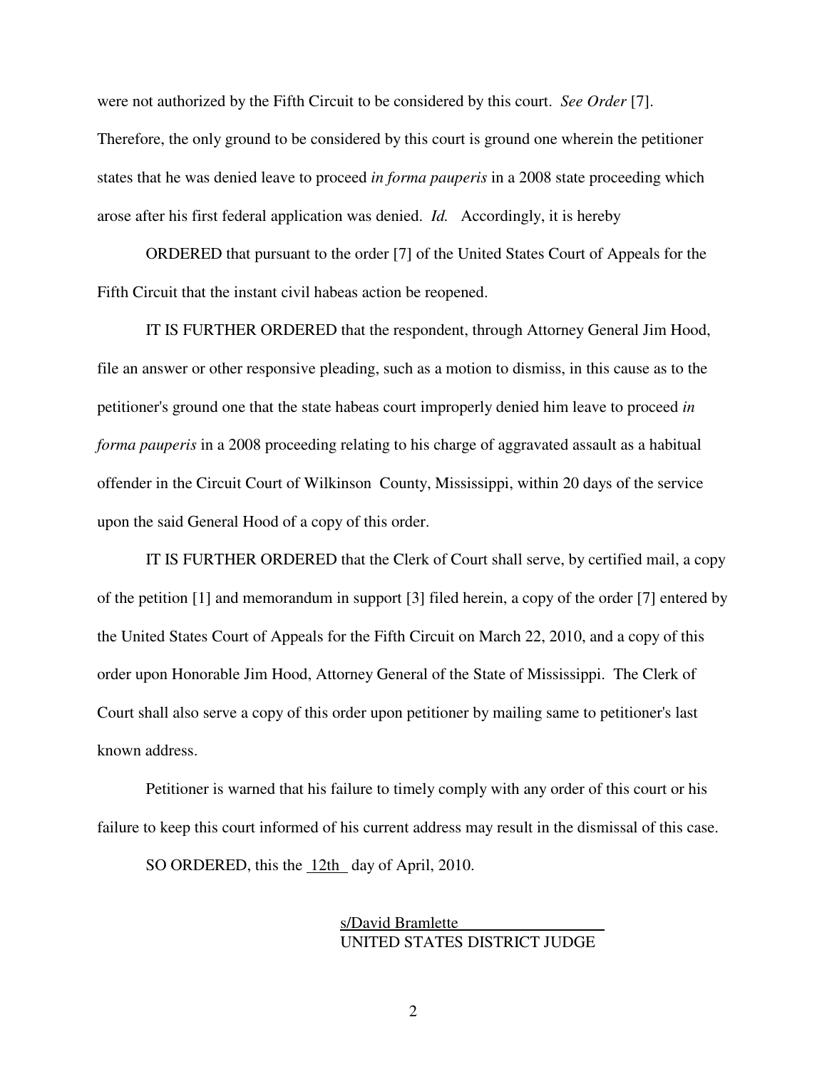were not authorized by the Fifth Circuit to be considered by this court. *See Order* [7]. Therefore, the only ground to be considered by this court is ground one wherein the petitioner states that he was denied leave to proceed *in forma pauperis* in a 2008 state proceeding which arose after his first federal application was denied. *Id.* Accordingly, it is hereby

ORDERED that pursuant to the order [7] of the United States Court of Appeals for the Fifth Circuit that the instant civil habeas action be reopened.

IT IS FURTHER ORDERED that the respondent, through Attorney General Jim Hood, file an answer or other responsive pleading, such as a motion to dismiss, in this cause as to the petitioner's ground one that the state habeas court improperly denied him leave to proceed *in forma pauperis* in a 2008 proceeding relating to his charge of aggravated assault as a habitual offender in the Circuit Court of Wilkinson County, Mississippi, within 20 days of the service upon the said General Hood of a copy of this order.

IT IS FURTHER ORDERED that the Clerk of Court shall serve, by certified mail, a copy of the petition [1] and memorandum in support [3] filed herein, a copy of the order [7] entered by the United States Court of Appeals for the Fifth Circuit on March 22, 2010, and a copy of this order upon Honorable Jim Hood, Attorney General of the State of Mississippi. The Clerk of Court shall also serve a copy of this order upon petitioner by mailing same to petitioner's last known address.

Petitioner is warned that his failure to timely comply with any order of this court or his failure to keep this court informed of his current address may result in the dismissal of this case.

SO ORDERED, this the 12th day of April, 2010.

s/David Bramlette
UNITED STATES DISTRICT JUDGE